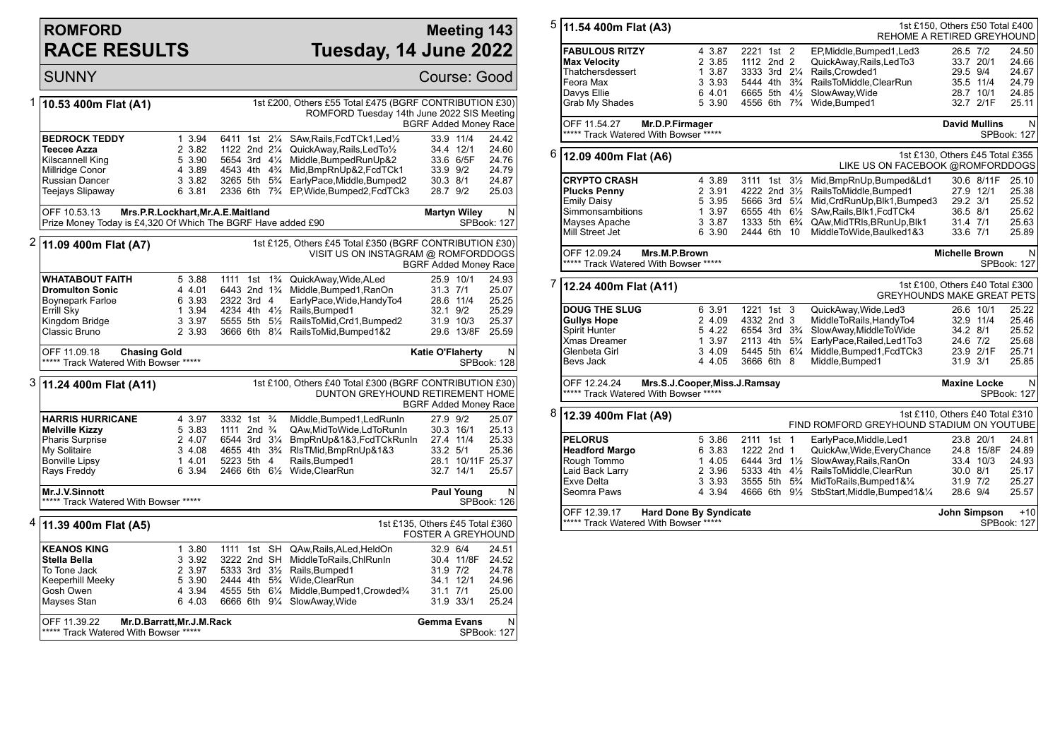# ROMFORD RACE RESULTS

## Meeting 143 — Tuesday, 14 June 2022

SUNNY — Course: Good

### 1 — 10.53 400m Flat (A1)

1st £200, Others £55 Total £475 (BGRF CONTRIBUTION £30)
ROMFORD Tuesday 14th June 2022 SIS Meeting
BGRF Added Money Race

| Greyhound | Trap | Sect | Bends | Pos | Dist | Remarks | Wt | SP | Time |
|---|---|---|---|---|---|---|---|---|---|
| **BEDROCK TEDDY** | 1 | 3.94 | 6411 | 1st | 2¼ | SAw,Rails,FcdTCk1,Led½ | 33.9 | 11/4 | 24.42 |
| **Teecee Azza** | 2 | 3.82 | 1122 | 2nd | 2¼ | QuickAway,Rails,LedTo½ | 34.4 | 12/1 | 24.60 |
| Kilscannell King | 5 | 3.90 | 5654 | 3rd | 4¼ | Middle,BumpedRunUp&2 | 33.6 | 6/5F | 24.76 |
| Millridge Conor | 4 | 3.89 | 4543 | 4th | 4¾ | Mid,BmpRnUp&2,FcdTCk1 | 33.9 | 9/2 | 24.79 |
| Russian Dancer | 3 | 3.82 | 3265 | 5th | 5¾ | EarlyPace,Middle,Bumped2 | 30.3 | 8/1 | 24.87 |
| Teejays Slipaway | 6 | 3.81 | 2336 | 6th | 7¾ | EP,Wide,Bumped2,FcdTCk3 | 28.7 | 9/2 | 25.03 |

OFF 10.53.13 **Mrs.P.R.Lockhart,Mr.A.E.Maitland** — **Martyn Wiley** — N
Prize Money Today is £4,320 Of Which The BGRF Have added £90 — SPBook: 127

### 2 — 11.09 400m Flat (A7)

1st £125, Others £45 Total £350 (BGRF CONTRIBUTION £30)
VISIT US ON INSTAGRAM @ ROMFORDDOGS
BGRF Added Money Race

| Greyhound | Trap | Sect | Bends | Pos | Dist | Remarks | Wt | SP | Time |
|---|---|---|---|---|---|---|---|---|---|
| **WHATABOUT FAITH** | 5 | 3.88 | 1111 | 1st | 1¾ | QuickAway,Wide,ALed | 25.9 | 10/1 | 24.93 |
| **Dromulton Sonic** | 4 | 4.01 | 6443 | 2nd | 1¾ | Middle,Bumped1,RanOn | 31.3 | 7/1 | 25.07 |
| Boynepark Farloe | 6 | 3.93 | 2322 | 3rd | 4 | EarlyPace,Wide,HandyTo4 | 28.6 | 11/4 | 25.25 |
| Errill Sky | 1 | 3.94 | 4234 | 4th | 4½ | Rails,Bumped1 | 32.1 | 9/2 | 25.29 |
| Kingdom Bridge | 3 | 3.97 | 5555 | 5th | 5½ | RailsToMid,Crd1,Bumped2 | 31.9 | 10/3 | 25.37 |
| Classic Bruno | 2 | 3.93 | 3666 | 6th | 8¼ | RailsToMid,Bumped1&2 | 29.6 | 13/8F | 25.59 |

OFF 11.09.18 **Chasing Gold** — **Katie O'Flaherty** — N
***** Track Watered With Bowser ***** — SPBook: 128

### 3 — 11.24 400m Flat (A11)

1st £100, Others £40 Total £300 (BGRF CONTRIBUTION £30)
DUNTON GREYHOUND RETIREMENT HOME
BGRF Added Money Race

| Greyhound | Trap | Sect | Bends | Pos | Dist | Remarks | Wt | SP | Time |
|---|---|---|---|---|---|---|---|---|---|
| **HARRIS HURRICANE** | 4 | 3.97 | 3332 | 1st | ¾ | Middle,Bumped1,LedRunIn | 27.9 | 9/2 | 25.07 |
| **Melville Kizzy** | 5 | 3.83 | 1111 | 2nd | ¾ | QAw,MidToWide,LdToRunIn | 30.3 | 16/1 | 25.13 |
| Pharis Surprise | 2 | 4.07 | 6544 | 3rd | 3¼ | BmpRnUp&1&3,FcdTCkRunIn | 27.4 | 11/4 | 25.33 |
| My Solitaire | 3 | 4.08 | 4655 | 4th | 3¾ | RlsTMid,BmpRnUp&1&3 | 33.2 | 5/1 | 25.36 |
| Bonville Lipsy | 1 | 4.01 | 5223 | 5th | 4 | Rails,Bumped1 | 28.1 | 10/11F | 25.37 |
| Rays Freddy | 6 | 3.94 | 2466 | 6th | 6½ | Wide,ClearRun | 32.7 | 14/1 | 25.57 |

**Mr.J.V.Sinnott** — **Paul Young** — N
***** Track Watered With Bowser ***** — SPBook: 126

### 4 — 11.39 400m Flat (A5)

1st £135, Others £45 Total £360
FOSTER A GREYHOUND

| Greyhound | Trap | Sect | Bends | Pos | Dist | Remarks | Wt | SP | Time |
|---|---|---|---|---|---|---|---|---|---|
| **KEANOS KING** | 1 | 3.80 | 1111 | 1st | SH | QAw,Rails,ALed,HeldOn | 32.9 | 6/4 | 24.51 |
| **Stella Bella** | 3 | 3.92 | 3222 | 2nd | SH | MiddleToRails,ChlRunIn | 30.4 | 11/8F | 24.52 |
| To Tone Jack | 2 | 3.97 | 5333 | 3rd | 3½ | Rails,Bumped1 | 31.9 | 7/2 | 24.78 |
| Keeperhill Meeky | 5 | 3.90 | 2444 | 4th | 5¾ | Wide,ClearRun | 34.1 | 12/1 | 24.96 |
| Gosh Owen | 4 | 3.94 | 4555 | 5th | 6¼ | Middle,Bumped1,Crowded¾ | 31.1 | 7/1 | 25.00 |
| Mayses Stan | 6 | 4.03 | 6666 | 6th | 9¼ | SlowAway,Wide | 31.9 | 33/1 | 25.24 |

OFF 11.39.22 **Mr.D.Barratt,Mr.J.M.Rack** — **Gemma Evans** — N
***** Track Watered With Bowser ***** — SPBook: 127

### 5 — 11.54 400m Flat (A3)

1st £150, Others £50 Total £400
REHOME A RETIRED GREYHOUND

| Greyhound | Trap | Sect | Bends | Pos | Dist | Remarks | Wt | SP | Time |
|---|---|---|---|---|---|---|---|---|---|
| **FABULOUS RITZY** | 4 | 3.87 | 2221 | 1st | 2 | EP,Middle,Bumped1,Led3 | 26.5 | 7/2 | 24.50 |
| **Max Velocity** | 2 | 3.85 | 1112 | 2nd | 2 | QuickAway,Rails,LedTo3 | 33.7 | 20/1 | 24.66 |
| Thatchersdessert | 1 | 3.87 | 3333 | 3rd | 2¼ | Rails,Crowded1 | 29.5 | 9/4 | 24.67 |
| Feora Max | 3 | 3.93 | 5444 | 4th | 3¾ | RailsToMiddle,ClearRun | 35.5 | 11/4 | 24.79 |
| Davys Ellie | 6 | 4.01 | 6665 | 5th | 4½ | SlowAway,Wide | 28.7 | 10/1 | 24.85 |
| Grab My Shades | 5 | 3.90 | 4556 | 6th | 7¾ | Wide,Bumped1 | 32.7 | 2/1F | 25.11 |

OFF 11.54.27 **Mr.D.P.Firmager** — **David Mullins** — N
***** Track Watered With Bowser ***** — SPBook: 127

### 6 — 12.09 400m Flat (A6)

1st £130, Others £45 Total £355
LIKE US ON FACEBOOK @ROMFORDDOGS

| Greyhound | Trap | Sect | Bends | Pos | Dist | Remarks | Wt | SP | Time |
|---|---|---|---|---|---|---|---|---|---|
| **CRYPTO CRASH** | 4 | 3.89 | 3111 | 1st | 3½ | Mid,BmpRnUp,Bumped&Ld1 | 30.6 | 8/11F | 25.10 |
| **Plucks Penny** | 2 | 3.91 | 4222 | 2nd | 3½ | RailsToMiddle,Bumped1 | 27.9 | 12/1 | 25.38 |
| Emily Daisy | 5 | 3.95 | 5666 | 3rd | 5¼ | Mid,CrdRunUp,Blk1,Bumped3 | 29.2 | 3/1 | 25.52 |
| Simmonsambitions | 1 | 3.97 | 6555 | 4th | 6½ | SAw,Rails,Blk1,FcdTCk4 | 36.5 | 8/1 | 25.62 |
| Mayses Apache | 3 | 3.87 | 1333 | 5th | 6¾ | QAw,MidTRls,BRunUp,Blk1 | 31.4 | 7/1 | 25.63 |
| Mill Street Jet | 6 | 3.90 | 2444 | 6th | 10 | MiddleToWide,Baulked1&3 | 33.6 | 7/1 | 25.89 |

OFF 12.09.24 **Mrs.M.P.Brown** — **Michelle Brown** — N
***** Track Watered With Bowser ***** — SPBook: 127

### 7 — 12.24 400m Flat (A11)

1st £100, Others £40 Total £300
GREYHOUNDS MAKE GREAT PETS

| Greyhound | Trap | Sect | Bends | Pos | Dist | Remarks | Wt | SP | Time |
|---|---|---|---|---|---|---|---|---|---|
| **DOUG THE SLUG** | 6 | 3.91 | 1221 | 1st | 3 | QuickAway,Wide,Led3 | 26.6 | 10/1 | 25.22 |
| **Gullys Hope** | 2 | 4.09 | 4332 | 2nd | 3 | MiddleToRails,HandyTo4 | 32.9 | 11/4 | 25.46 |
| Spirit Hunter | 5 | 4.22 | 6554 | 3rd | 3¾ | SlowAway,MiddleToWide | 34.2 | 8/1 | 25.52 |
| Xmas Dreamer | 1 | 3.97 | 2113 | 4th | 5¾ | EarlyPace,Railed,Led1To3 | 24.6 | 7/2 | 25.68 |
| Glenbeta Girl | 3 | 4.09 | 5445 | 5th | 6¼ | Middle,Bumped1,FcdTCk3 | 23.9 | 2/1F | 25.71 |
| Bevs Jack | 4 | 4.05 | 3666 | 6th | 8 | Middle,Bumped1 | 31.9 | 3/1 | 25.85 |

OFF 12.24.24 **Mrs.S.J.Cooper,Miss.J.Ramsay** — **Maxine Locke** — N
***** Track Watered With Bowser ***** — SPBook: 127

### 8 — 12.39 400m Flat (A9)

1st £110, Others £40 Total £310
FIND ROMFORD GREYHOUND STADIUM ON YOUTUBE

| Greyhound | Trap | Sect | Bends | Pos | Dist | Remarks | Wt | SP | Time |
|---|---|---|---|---|---|---|---|---|---|
| **PELORUS** | 5 | 3.86 | 2111 | 1st | 1 | EarlyPace,Middle,Led1 | 23.8 | 20/1 | 24.81 |
| **Headford Margo** | 6 | 3.83 | 1222 | 2nd | 1 | QuickAw,Wide,EveryChance | 24.8 | 15/8F | 24.89 |
| Rough Tommo | 1 | 4.05 | 6444 | 3rd | 1½ | SlowAway,Rails,RanOn | 33.4 | 10/3 | 24.93 |
| Laid Back Larry | 2 | 3.96 | 5333 | 4th | 4½ | RailsToMiddle,ClearRun | 30.0 | 8/1 | 25.17 |
| Exve Delta | 3 | 3.93 | 3555 | 5th | 5¾ | MidToRails,Bumped1&¼ | 31.9 | 7/2 | 25.27 |
| Seomra Paws | 4 | 3.94 | 4666 | 6th | 9½ | StbStart,Middle,Bumped1&¼ | 28.6 | 9/4 | 25.57 |

OFF 12.39.17 **Hard Done By Syndicate** — **John Simpson** — +10
***** Track Watered With Bowser ***** — SPBook: 127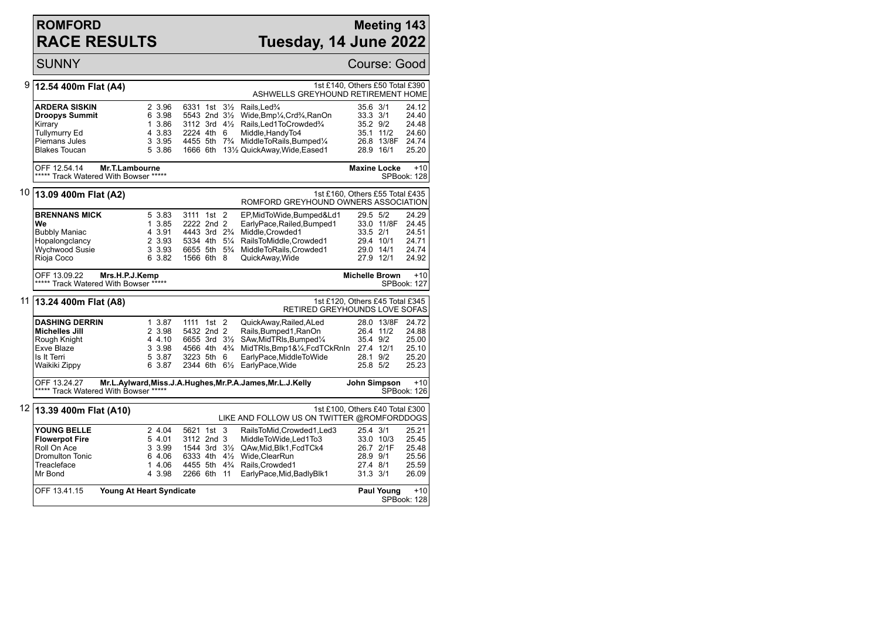# ROMFORD RACE RESULTS

## Meeting 143 Tuesday, 14 June 2022

SUNNY

Course: Good

### 9 12.54 400m Flat (A4)

1st £140, Others £50 Total £390
ASHWELLS GREYHOUND RETIREMENT HOME

| | | | | | | | | | |
|---|---|---|---|---|---|---|---|---|---|
| **ARDERA SISKIN** | 2 | 3.96 | 6331 | 1st | 3½ | Rails,Led¾ | 35.6 | 3/1 | 24.12 |
| **Droopys Summit** | 6 | 3.98 | 5543 | 2nd | 3½ | Wide,Bmp¼,Crd¾,RanOn | 33.3 | 3/1 | 24.40 |
| Kirrary | 1 | 3.86 | 3112 | 3rd | 4½ | Rails,Led1ToCrowded¾ | 35.2 | 9/2 | 24.48 |
| Tullymurry Ed | 4 | 3.83 | 2224 | 4th | 6 | Middle,HandyTo4 | 35.1 | 11/2 | 24.60 |
| Piemans Jules | 3 | 3.95 | 4455 | 5th | 7¾ | MiddleToRails,Bumped¼ | 26.8 | 13/8F | 24.74 |
| Blakes Toucan | 5 | 3.86 | 1666 | 6th | 13½ | QuickAway,Wide,Eased1 | 28.9 | 16/1 | 25.20 |

OFF 12.54.14 **Mr.T.Lambourne** — **Maxine Locke** +10
***** Track Watered With Bowser ***** — SPBook: 128

### 10 13.09 400m Flat (A2)

1st £160, Others £55 Total £435
ROMFORD GREYHOUND OWNERS ASSOCIATION

| | | | | | | | | | |
|---|---|---|---|---|---|---|---|---|---|
| **BRENNANS MICK** | 5 | 3.83 | 3111 | 1st | 2 | EP,MidToWide,Bumped&Ld1 | 29.5 | 5/2 | 24.29 |
| **We** | 1 | 3.85 | 2222 | 2nd | 2 | EarlyPace,Railed,Bumped1 | 33.0 | 11/8F | 24.45 |
| Bubbly Maniac | 4 | 3.91 | 4443 | 3rd | 2¾ | Middle,Crowded1 | 33.5 | 2/1 | 24.51 |
| Hopalongclancy | 2 | 3.93 | 5334 | 4th | 5¼ | RailsToMiddle,Crowded1 | 29.4 | 10/1 | 24.71 |
| Wychwood Susie | 3 | 3.93 | 6655 | 5th | 5¾ | MiddleToRails,Crowded1 | 29.0 | 14/1 | 24.74 |
| Rioja Coco | 6 | 3.82 | 1566 | 6th | 8 | QuickAway,Wide | 27.9 | 12/1 | 24.92 |

OFF 13.09.22 **Mrs.H.P.J.Kemp** — **Michelle Brown** +10
***** Track Watered With Bowser ***** — SPBook: 127

### 11 13.24 400m Flat (A8)

1st £120, Others £45 Total £345
RETIRED GREYHOUNDS LOVE SOFAS

| | | | | | | | | | |
|---|---|---|---|---|---|---|---|---|---|
| **DASHING DERRIN** | 1 | 3.87 | 1111 | 1st | 2 | QuickAway,Railed,ALed | 28.0 | 13/8F | 24.72 |
| **Michelles Jill** | 2 | 3.98 | 5432 | 2nd | 2 | Rails,Bumped1,RanOn | 26.4 | 11/2 | 24.88 |
| Rough Knight | 4 | 4.10 | 6655 | 3rd | 3½ | SAw,MidTRls,Bumped¼ | 35.4 | 9/2 | 25.00 |
| Exve Blaze | 3 | 3.98 | 4566 | 4th | 4¾ | MidTRls,Bmp1&¼,FcdTCkRnIn | 27.4 | 12/1 | 25.10 |
| Is It Terri | 5 | 3.87 | 3223 | 5th | 6 | EarlyPace,MiddleToWide | 28.1 | 9/2 | 25.20 |
| Waikiki Zippy | 6 | 3.87 | 2344 | 6th | 6½ | EarlyPace,Wide | 25.8 | 5/2 | 25.23 |

OFF 13.24.27 **Mr.L.Aylward,Miss.J.A.Hughes,Mr.P.A.James,Mr.L.J.Kelly** — **John Simpson** +10
***** Track Watered With Bowser ***** — SPBook: 126

### 12 13.39 400m Flat (A10)

1st £100, Others £40 Total £300
LIKE AND FOLLOW US ON TWITTER @ROMFORDDOGS

| | | | | | | | | | |
|---|---|---|---|---|---|---|---|---|---|
| **YOUNG BELLE** | 2 | 4.04 | 5621 | 1st | 3 | RailsToMid,Crowded1,Led3 | 25.4 | 3/1 | 25.21 |
| **Flowerpot Fire** | 5 | 4.01 | 3112 | 2nd | 3 | MiddleToWide,Led1To3 | 33.0 | 10/3 | 25.45 |
| Roll On Ace | 3 | 3.99 | 1544 | 3rd | 3½ | QAw,Mid,Blk1,FcdTCk4 | 26.7 | 2/1F | 25.48 |
| Dromulton Tonic | 6 | 4.06 | 6333 | 4th | 4½ | Wide,ClearRun | 28.9 | 9/1 | 25.56 |
| Treacleface | 1 | 4.06 | 4455 | 5th | 4¾ | Rails,Crowded1 | 27.4 | 8/1 | 25.59 |
| Mr Bond | 4 | 3.98 | 2266 | 6th | 11 | EarlyPace,Mid,BadlyBlk1 | 31.3 | 3/1 | 26.09 |

OFF 13.41.15 **Young At Heart Syndicate** — **Paul Young** +10
SPBook: 128